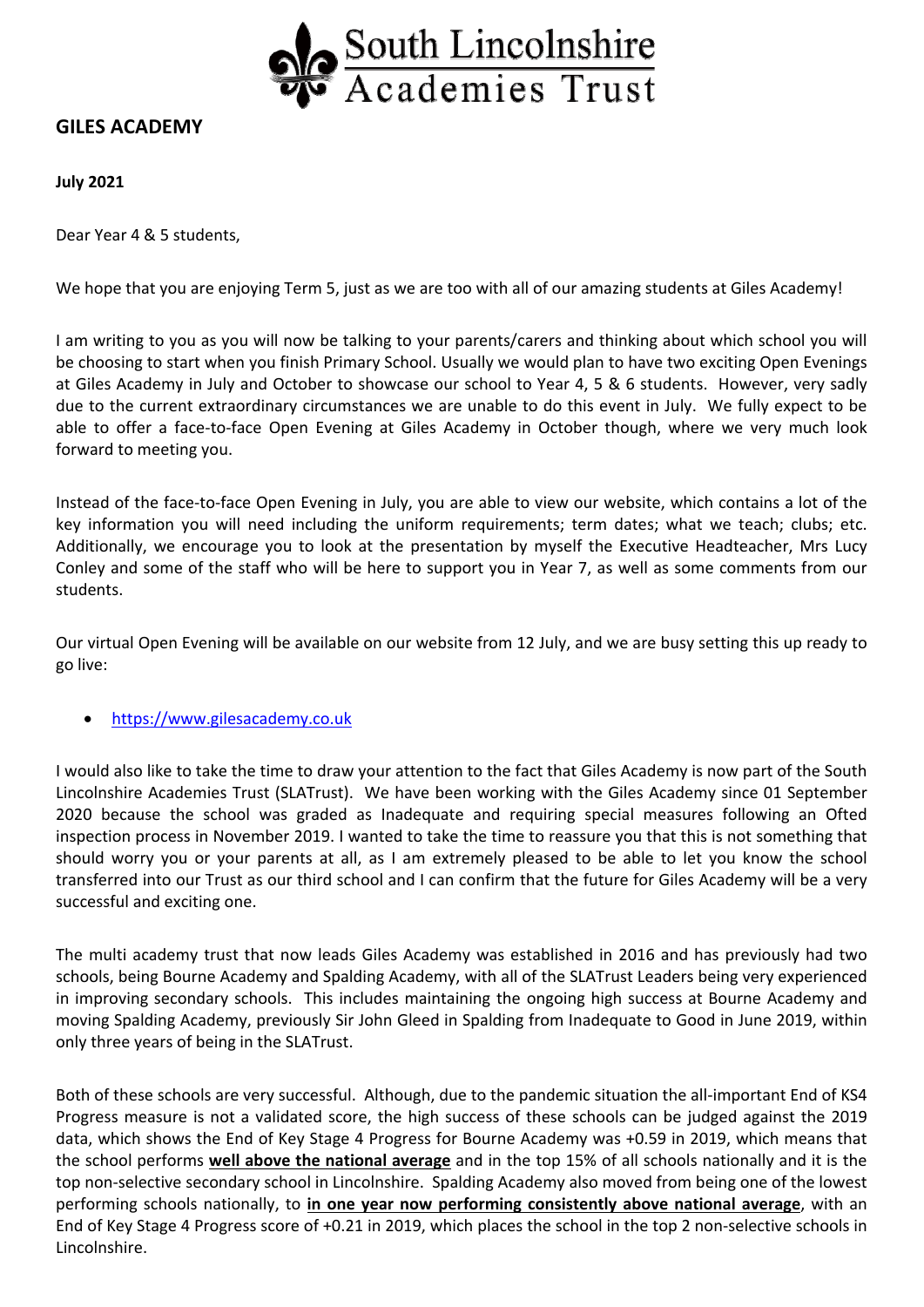South Lincolnshire Academies Trust

## GILES ACADEMY

**July 2021**

Dear Year 4 & 5 students,

We hope that you are enjoying Term 5, just as we are too with all of our amazing students at Giles Academy!

I am writing to you as you will now be talking to your parents/carers and thinking about which school you will be choosing to start when you finish Primary School. Usually we would plan to have two exciting Open Evenings at Giles Academy in July and October to showcase our school to Year 4, 5 & 6 students. However, very sadly due to the current extraordinary circumstances we are unable to do this event in July. We fully expect to be able to offer a face-to-face Open Evening at Giles Academy in October though, where we very much look forward to meeting you.

Instead of the face-to-face Open Evening in July, you are able to view our website, which contains a lot of the key information you will need including the uniform requirements; term dates; what we teach; clubs; etc. Additionally, we encourage you to look at the presentation by myself the Executive Headteacher, Mrs Lucy Conley and some of the staff who will be here to support you in Year 7, as well as some comments from our students.

Our virtual Open Evening will be available on our website from 12 July, and we are busy setting this up ready to go live:

- https://www.gilesacademy.co.uk

I would also like to take the time to draw your attention to the fact that Giles Academy is now part of the South Lincolnshire Academies Trust (SLATrust). We have been working with the Giles Academy since 01 September 2020 because the school was graded as Inadequate and requiring special measures following an Ofted inspection process in November 2019. I wanted to take the time to reassure you that this is not something that should worry you or your parents at all, as I am extremely pleased to be able to let you know the school transferred into our Trust as our third school and I can confirm that the future for Giles Academy will be a very successful and exciting one.

The multi academy trust that now leads Giles Academy was established in 2016 and has previously had two schools, being Bourne Academy and Spalding Academy, with all of the SLATrust Leaders being very experienced in improving secondary schools. This includes maintaining the ongoing high success at Bourne Academy and moving Spalding Academy, previously Sir John Gleed in Spalding from Inadequate to Good in June 2019, within only three years of being in the SLATrust.

Both of these schools are very successful. Although, due to the pandemic situation the all-important End of KS4 Progress measure is not a validated score, the high success of these schools can be judged against the 2019 data, which shows the End of Key Stage 4 Progress for Bourne Academy was +0.59 in 2019, which means that the school performs **well above the national average** and in the top 15% of all schools nationally and it is the top non-selective secondary school in Lincolnshire. Spalding Academy also moved from being one of the lowest performing schools nationally, to **in one year now performing consistently above national average**, with an End of Key Stage 4 Progress score of +0.21 in 2019, which places the school in the top 2 non-selective schools in Lincolnshire.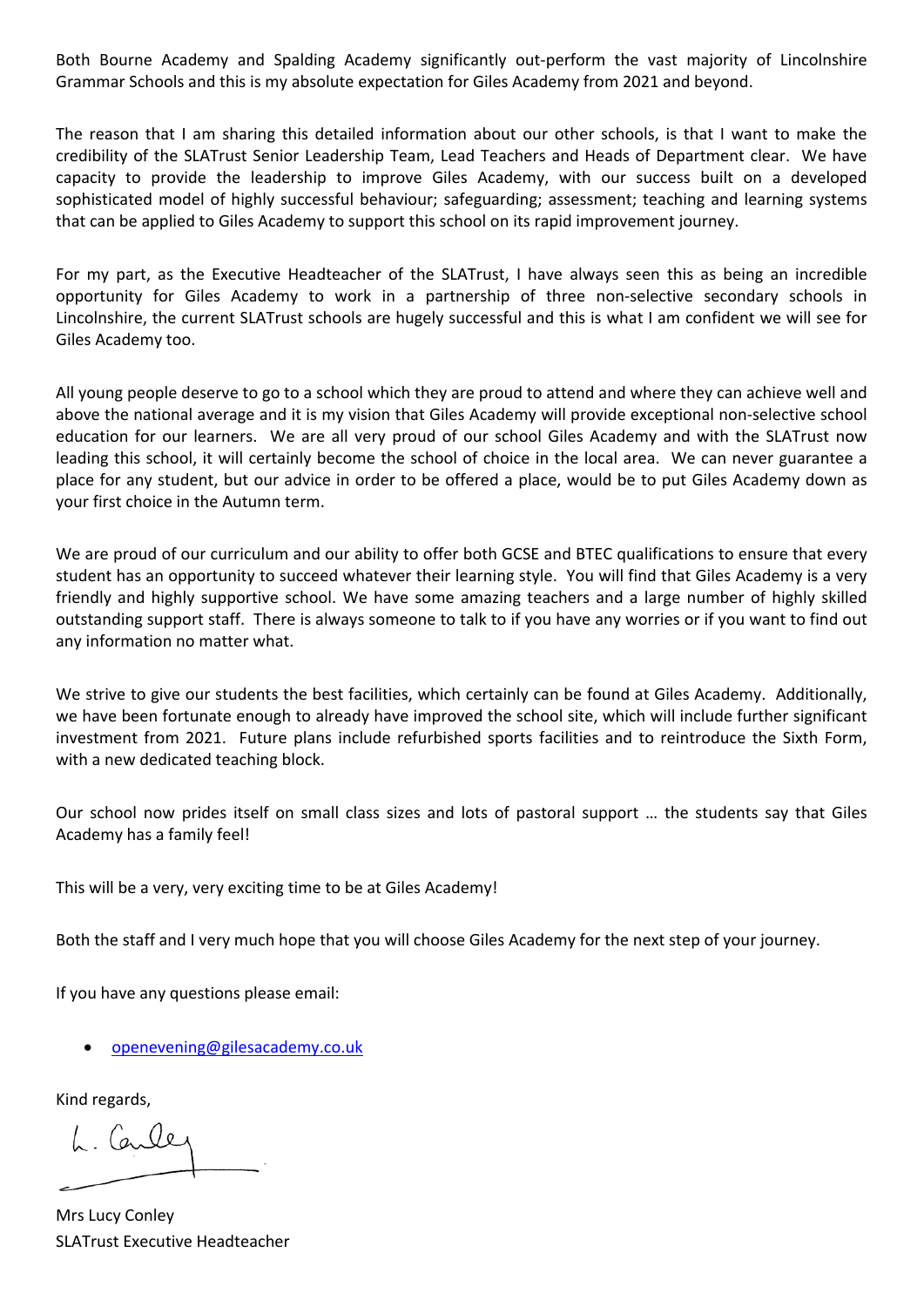Both Bourne Academy and Spalding Academy significantly out-perform the vast majority of Lincolnshire Grammar Schools and this is my absolute expectation for Giles Academy from 2021 and beyond.

The reason that I am sharing this detailed information about our other schools, is that I want to make the credibility of the SLATrust Senior Leadership Team, Lead Teachers and Heads of Department clear. We have capacity to provide the leadership to improve Giles Academy, with our success built on a developed sophisticated model of highly successful behaviour; safeguarding; assessment; teaching and learning systems that can be applied to Giles Academy to support this school on its rapid improvement journey.

For my part, as the Executive Headteacher of the SLATrust, I have always seen this as being an incredible opportunity for Giles Academy to work in a partnership of three non-selective secondary schools in Lincolnshire, the current SLATrust schools are hugely successful and this is what I am confident we will see for Giles Academy too.

All young people deserve to go to a school which they are proud to attend and where they can achieve well and above the national average and it is my vision that Giles Academy will provide exceptional non-selective school education for our learners. We are all very proud of our school Giles Academy and with the SLATrust now leading this school, it will certainly become the school of choice in the local area. We can never guarantee a place for any student, but our advice in order to be offered a place, would be to put Giles Academy down as your first choice in the Autumn term.

We are proud of our curriculum and our ability to offer both GCSE and BTEC qualifications to ensure that every student has an opportunity to succeed whatever their learning style. You will find that Giles Academy is a very friendly and highly supportive school. We have some amazing teachers and a large number of highly skilled outstanding support staff. There is always someone to talk to if you have any worries or if you want to find out any information no matter what.

We strive to give our students the best facilities, which certainly can be found at Giles Academy. Additionally, we have been fortunate enough to already have improved the school site, which will include further significant investment from 2021. Future plans include refurbished sports facilities and to reintroduce the Sixth Form, with a new dedicated teaching block.

Our school now prides itself on small class sizes and lots of pastoral support … the students say that Giles Academy has a family feel!

This will be a very, very exciting time to be at Giles Academy!

Both the staff and I very much hope that you will choose Giles Academy for the next step of your journey.

If you have any questions please email:

- openevening@gilesacademy.co.uk

Kind regards,

L. Conley

Mrs Lucy Conley
SLATrust Executive Headteacher